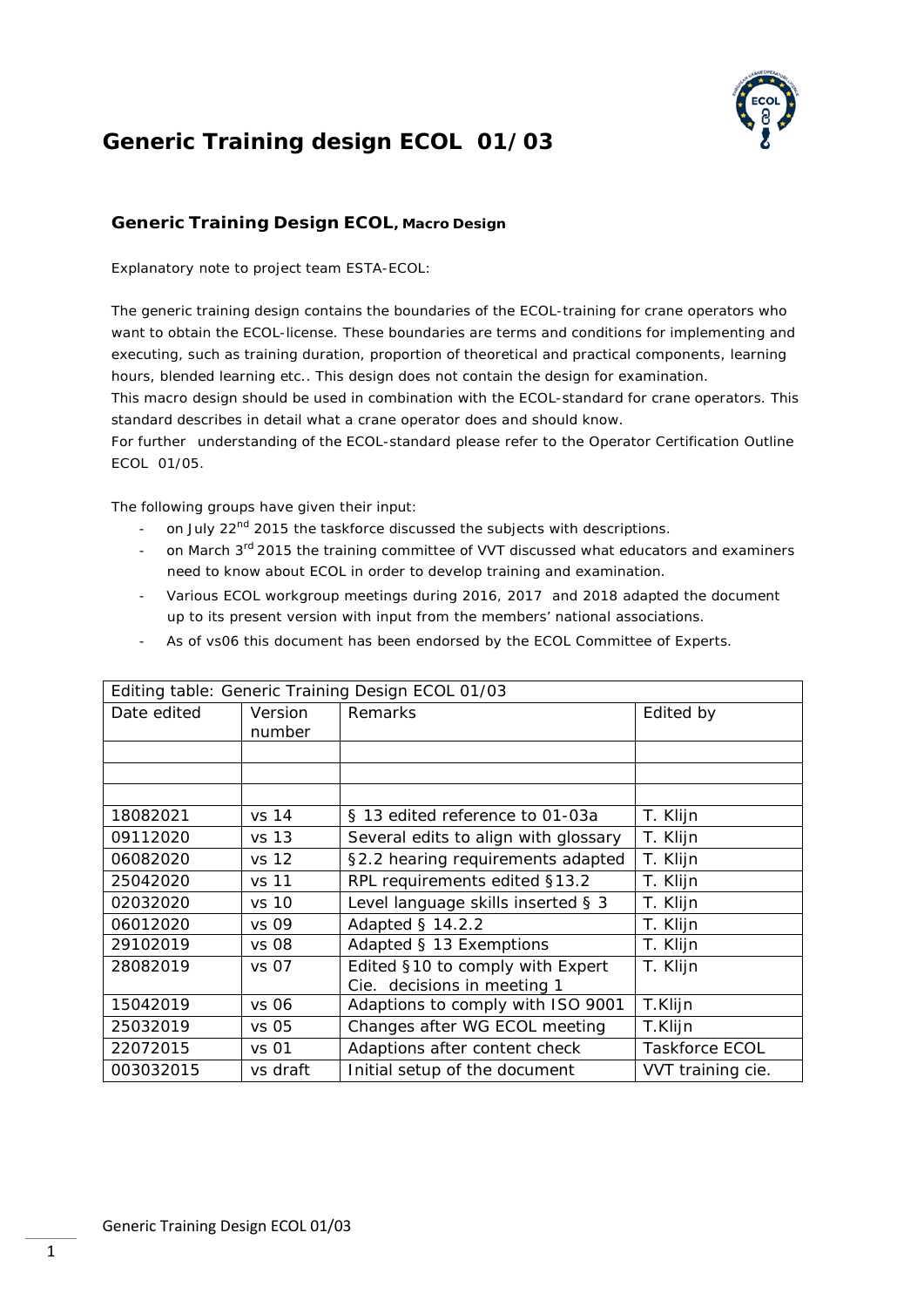# Generic Training design ECOL 01/03

## Generic Training Design ECOL, Macro Design

Explanatory note to project team ESTA-ECOL:

The generic training design contains the boundaries of the ECOL-training for crane operators who want to obtain the ECOL-license. These boundaries are terms and conditions for implementing and executing, such as training duration, proportion of theoretical and practical components, learning hours, blended learning etc.. This design does not contain the design for examination.
This macro design should be used in combination with the ECOL-standard for crane operators. This standard describes in detail what a crane operator does and should know.
For further understanding of the ECOL-standard please refer to the Operator Certification Outline ECOL 01/05.

The following groups have given their input:

- on July 22nd 2015 the taskforce discussed the subjects with descriptions.
- on March 3rd 2015 the training committee of VVT discussed what educators and examiners need to know about ECOL in order to develop training and examination.
- Various ECOL workgroup meetings during 2016, 2017 and 2018 adapted the document up to its present version with input from the members' national associations.
- As of vs06 this document has been endorsed by the ECOL Committee of Experts.

| Editing table: Generic Training Design ECOL 01/03 | | | |
|---|---|---|---|
| Date edited | Version number | Remarks | Edited by |
| | | | |
| | | | |
| | | | |
| 18082021 | vs 14 | § 13 edited reference to 01-03a | T. Klijn |
| 09112020 | vs 13 | Several edits to align with glossary | T. Klijn |
| 06082020 | vs 12 | §2.2 hearing requirements adapted | T. Klijn |
| 25042020 | vs 11 | RPL requirements edited §13.2 | T. Klijn |
| 02032020 | vs 10 | Level language skills inserted § 3 | T. Klijn |
| 06012020 | vs 09 | Adapted § 14.2.2 | T. Klijn |
| 29102019 | vs 08 | Adapted § 13 Exemptions | T. Klijn |
| 28082019 | vs 07 | Edited §10 to comply with Expert Cie. decisions in meeting 1 | T. Klijn |
| 15042019 | vs 06 | Adaptions to comply with ISO 9001 | T.Klijn |
| 25032019 | vs 05 | Changes after WG ECOL meeting | T.Klijn |
| 22072015 | vs 01 | Adaptions after content check | Taskforce ECOL |
| 003032015 | vs draft | Initial setup of the document | VVT training cie. |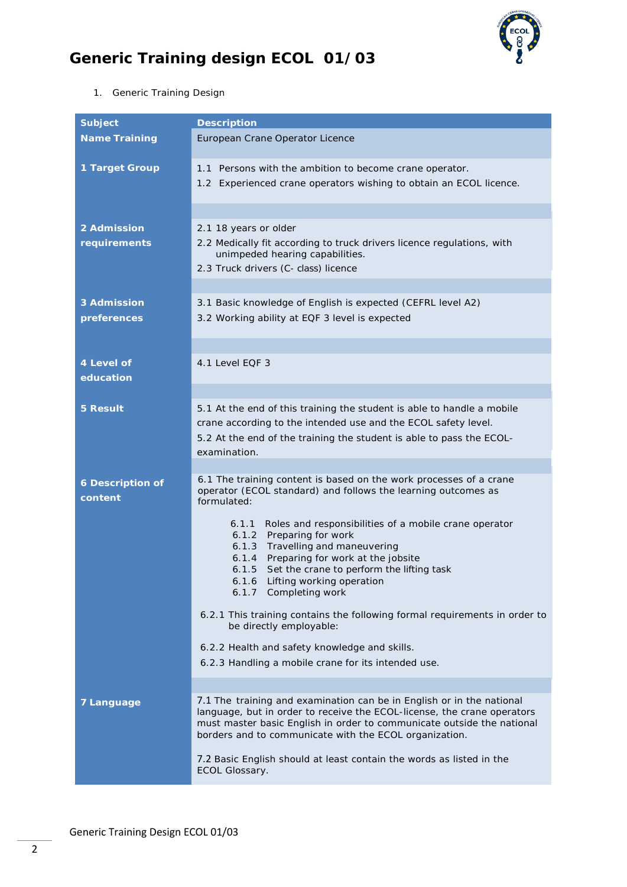# Generic Training design ECOL 01/03

1. Generic Training Design

| Subject | Description |
|---|---|
| **Name Training** | European Crane Operator Licence |
| **1 Target Group** | 1.1 Persons with the ambition to become crane operator.<br>1.2 Experienced crane operators wishing to obtain an ECOL licence. |
| **2 Admission requirements** | 2.1 18 years or older<br>2.2 Medically fit according to truck drivers licence regulations, with unimpeded hearing capabilities.<br>2.3 Truck drivers (C- class) licence |
| **3 Admission preferences** | 3.1 Basic knowledge of English is expected (CEFRL level A2)<br>3.2 Working ability at EQF 3 level is expected |
| **4 Level of education** | 4.1 Level EQF 3 |
| **5 Result** | 5.1 At the end of this training the student is able to handle a mobile crane according to the intended use and the ECOL safety level.<br>5.2 At the end of the training the student is able to pass the ECOL-examination. |
| **6 Description of content** | 6.1 The training content is based on the work processes of a crane operator (ECOL standard) and follows the learning outcomes as formulated:<br>6.1.1 Roles and responsibilities of a mobile crane operator<br>6.1.2 Preparing for work<br>6.1.3 Travelling and maneuvering<br>6.1.4 Preparing for work at the jobsite<br>6.1.5 Set the crane to perform the lifting task<br>6.1.6 Lifting working operation<br>6.1.7 Completing work<br>6.2.1 This training contains the following formal requirements in order to be directly employable:<br>6.2.2 Health and safety knowledge and skills.<br>6.2.3 Handling a mobile crane for its intended use. |
| **7 Language** | 7.1 The training and examination can be in English or in the national language, but in order to receive the ECOL-license, the crane operators must master basic English in order to communicate outside the national borders and to communicate with the ECOL organization.<br>7.2 Basic English should at least contain the words as listed in the ECOL Glossary. |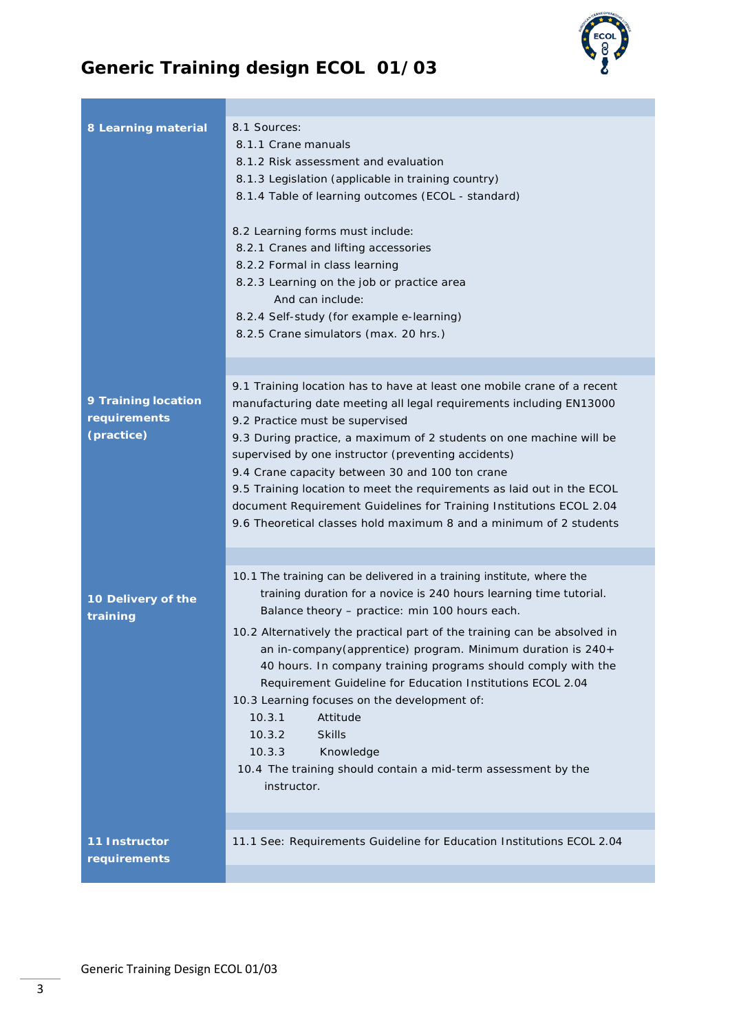# Generic Training design ECOL 01/03

| | |
|---|---|
| **8 Learning material** | 8.1 Sources:<br>8.1.1 Crane manuals<br>8.1.2 Risk assessment and evaluation<br>8.1.3 Legislation (applicable in training country)<br>8.1.4 Table of learning outcomes (ECOL - standard)<br><br>8.2 Learning forms must include:<br>8.2.1 Cranes and lifting accessories<br>8.2.2 Formal in class learning<br>8.2.3 Learning on the job or practice area<br>And can include:<br>8.2.4 Self-study (for example e-learning)<br>8.2.5 Crane simulators (max. 20 hrs.) |
| **9 Training location requirements (practice)** | 9.1 Training location has to have at least one mobile crane of a recent manufacturing date meeting all legal requirements including EN13000<br>9.2 Practice must be supervised<br>9.3 During practice, a maximum of 2 students on one machine will be supervised by one instructor (preventing accidents)<br>9.4 Crane capacity between 30 and 100 ton crane<br>9.5 Training location to meet the requirements as laid out in the ECOL document Requirement Guidelines for Training Institutions ECOL 2.04<br>9.6 Theoretical classes hold maximum 8 and a minimum of 2 students |
| **10 Delivery of the training** | 10.1 The training can be delivered in a training institute, where the training duration for a novice is 240 hours learning time tutorial. Balance theory – practice: min 100 hours each.<br>10.2 Alternatively the practical part of the training can be absolved in an in-company(apprentice) program. Minimum duration is 240+ 40 hours. In company training programs should comply with the Requirement Guideline for Education Institutions ECOL 2.04<br>10.3 Learning focuses on the development of:<br>10.3.1 Attitude<br>10.3.2 Skills<br>10.3.3 Knowledge<br>10.4 The training should contain a mid-term assessment by the instructor. |
| **11 Instructor requirements** | 11.1 See: Requirements Guideline for Education Institutions ECOL 2.04 |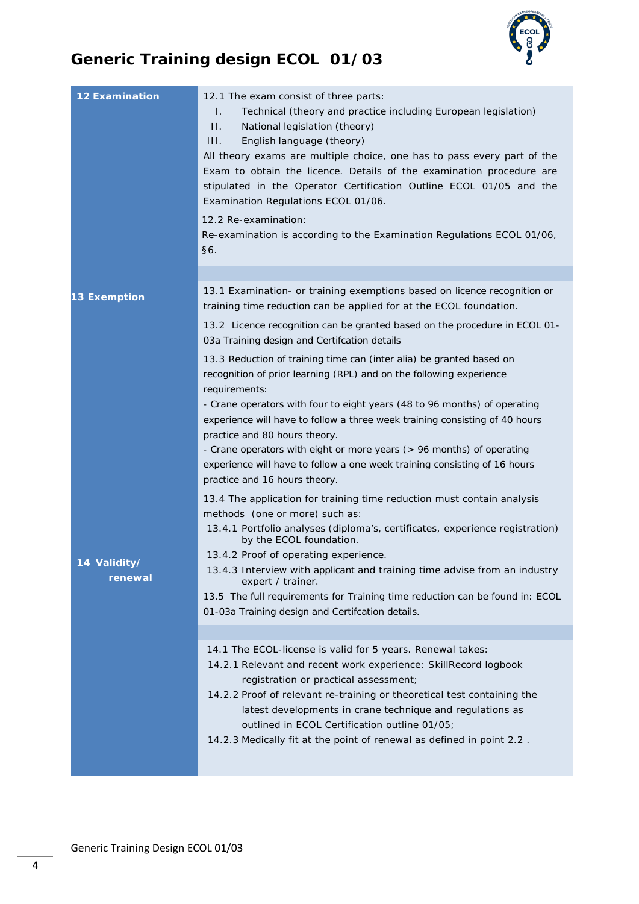# Generic Training design ECOL 01/03

| | |
|---|---|
| **12 Examination** | 12.1 The exam consist of three parts:<br>I. Technical (theory and practice including European legislation)<br>II. National legislation (theory)<br>III. English language (theory)<br>All theory exams are multiple choice, one has to pass every part of the Exam to obtain the licence. Details of the examination procedure are stipulated in the Operator Certification Outline ECOL 01/05 and the Examination Regulations ECOL 01/06.<br>12.2 Re-examination:<br>Re-examination is according to the Examination Regulations ECOL 01/06, §6. |
| **13 Exemption** | 13.1 Examination- or training exemptions based on licence recognition or training time reduction can be applied for at the ECOL foundation.<br>13.2 Licence recognition can be granted based on the procedure in ECOL 01-03a Training design and Certifcation details<br>13.3 Reduction of training time can (inter alia) be granted based on recognition of prior learning (RPL) and on the following experience requirements:<br>- Crane operators with four to eight years (48 to 96 months) of operating experience will have to follow a three week training consisting of 40 hours practice and 80 hours theory.<br>- Crane operators with eight or more years (> 96 months) of operating experience will have to follow a one week training consisting of 16 hours practice and 16 hours theory.<br>13.4 The application for training time reduction must contain analysis methods (one or more) such as:<br>13.4.1 Portfolio analyses (diploma's, certificates, experience registration) by the ECOL foundation.<br>13.4.2 Proof of operating experience.<br>13.4.3 Interview with applicant and training time advise from an industry expert / trainer.<br>13.5 The full requirements for Training time reduction can be found in: ECOL 01-03a Training design and Certifcation details. |
| **14 Validity/ renewal** | 14.1 The ECOL-license is valid for 5 years. Renewal takes:<br>14.2.1 Relevant and recent work experience: SkillRecord logbook registration or practical assessment;<br>14.2.2 Proof of relevant re-training or theoretical test containing the latest developments in crane technique and regulations as outlined in ECOL Certification outline 01/05;<br>14.2.3 Medically fit at the point of renewal as defined in point 2.2 . |